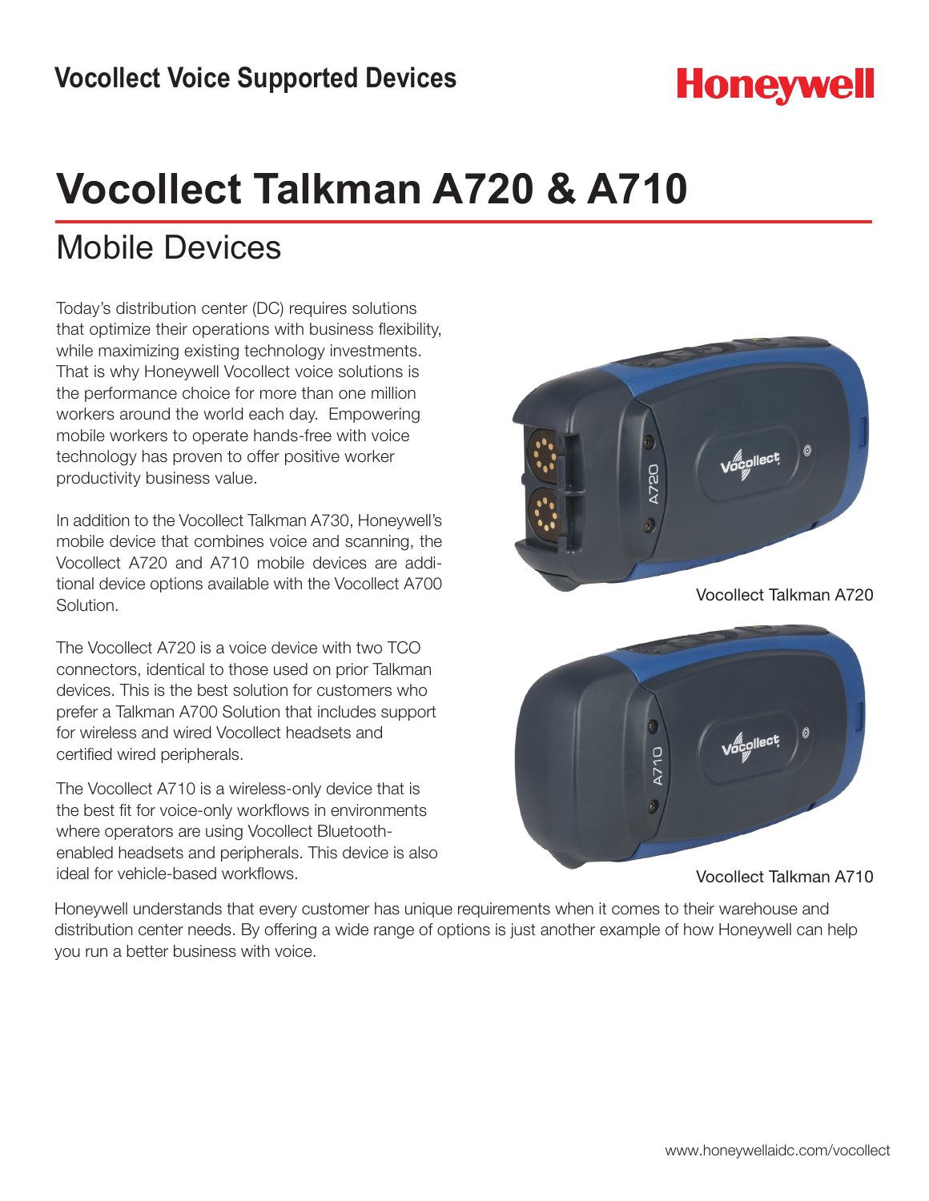**Vocollect Voice Supported Devices**

**Honeywell**

# Vocollect Talkman A720 & A710

## Mobile Devices

Today's distribution center (DC) requires solutions that optimize their operations with business flexibility, while maximizing existing technology investments. That is why Honeywell Vocollect voice solutions is the performance choice for more than one million workers around the world each day. Empowering mobile workers to operate hands-free with voice technology has proven to offer positive worker productivity business value.

In addition to the Vocollect Talkman A730, Honeywell's mobile device that combines voice and scanning, the Vocollect A720 and A710 mobile devices are additional device options available with the Vocollect A700 Solution.

The Vocollect A720 is a voice device with two TCO connectors, identical to those used on prior Talkman devices. This is the best solution for customers who prefer a Talkman A700 Solution that includes support for wireless and wired Vocollect headsets and certified wired peripherals.

The Vocollect A710 is a wireless-only device that is the best fit for voice-only workflows in environments where operators are using Vocollect Bluetooth-enabled headsets and peripherals. This device is also ideal for vehicle-based workflows.

Vocollect Talkman A720

Vocollect Talkman A710

Honeywell understands that every customer has unique requirements when it comes to their warehouse and distribution center needs. By offering a wide range of options is just another example of how Honeywell can help you run a better business with voice.

www.honeywellaidc.com/vocollect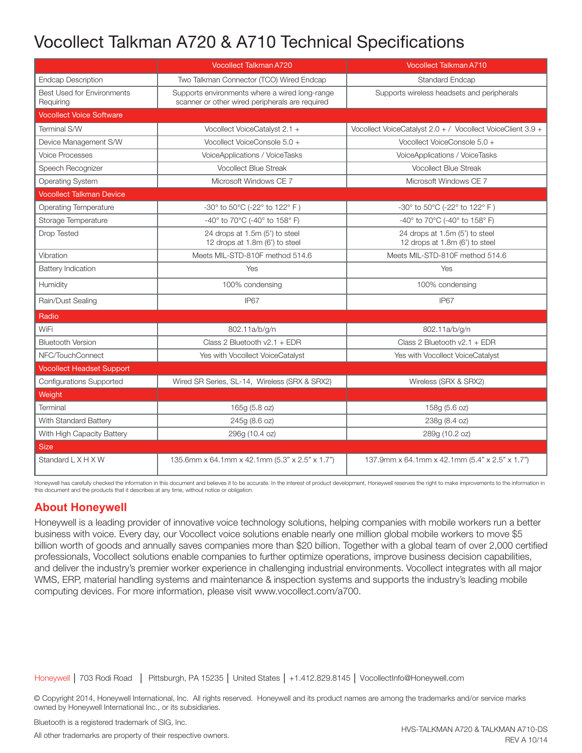# Vocollect Talkman A720 & A710 Technical Specifications

| | Vocollect Talkman A720 | Vocollect Talkman A710 |
|---|---|---|
| Endcap Description | Two Talkman Connector (TCO) Wired Endcap | Standard Endcap |
| Best Used for Environments Requiring | Supports environments where a wired long-range scanner or other wired peripherals are required | Supports wireless headsets and peripherals |
| **Vocollect Voice Software** | | |
| Terminal S/W | Vocollect VoiceCatalyst 2.1 + | Vocollect VoiceCatalyst 2.0 + / Vocollect VoiceClient 3.9 + |
| Device Management S/W | Vocollect VoiceConsole 5.0 + | Vocollect VoiceConsole 5.0 + |
| Voice Processes | VoiceApplications / VoiceTasks | VoiceApplications / VoiceTasks |
| Speech Recognizer | Vocollect Blue Streak | Vocollect Blue Streak |
| Operating System | Microsoft Windows CE 7 | Microsoft Windows CE 7 |
| **Vocollect Talkman Device** | | |
| Operating Temperature | -30° to 50°C (-22° to 122° F ) | -30° to 50°C (-22° to 122° F ) |
| Storage Temperature | -40° to 70°C (-40° to 158° F) | -40° to 70°C (-40° to 158° F) |
| Drop Tested | 24 drops at 1.5m (5') to steel<br>12 drops at 1.8m (6') to steel | 24 drops at 1.5m (5') to steel<br>12 drops at 1.8m (6') to steel |
| Vibration | Meets MIL-STD-810F method 514.6 | Meets MIL-STD-810F method 514.6 |
| Battery Indication | Yes | Yes |
| Humidity | 100% condensing | 100% condensing |
| Rain/Dust Sealing | IP67 | IP67 |
| **Radio** | | |
| WiFi | 802.11a/b/g/n | 802.11a/b/g/n |
| Bluetooth Version | Class 2 Bluetooth v2.1 + EDR | Class 2 Bluetooth v2.1 + EDR |
| NFC/TouchConnect | Yes with Vocollect VoiceCatalyst | Yes with Vocollect VoiceCatalyst |
| **Vocollect Headset Support** | | |
| Configurations Supported | Wired SR Series, SL-14, Wireless (SRX & SRX2) | Wireless (SRX & SRX2) |
| **Weight** | | |
| Terminal | 165g (5.8 oz) | 158g (5.6 oz) |
| With Standard Battery | 245g (8.6 oz) | 238g (8.4 oz) |
| With High Capacity Battery | 296g (10.4 oz) | 289g (10.2 oz) |
| **Size** | | |
| Standard L X H X W | 135.6mm x 64.1mm x 42.1mm (5.3" x 2.5" x 1.7") | 137.9mm x 64.1mm x 42.1mm (5.4" x 2.5" x 1.7") |

Honeywell has carefully checked the information in this document and believes it to be accurate. In the interest of product development, Honeywell reserves the right to make improvements to the information in this document and the products that it describes at any time, without notice or obligation.

## About Honeywell

Honeywell is a leading provider of innovative voice technology solutions, helping companies with mobile workers run a better business with voice. Every day, our Vocollect voice solutions enable nearly one million global mobile workers to move $5 billion worth of goods and annually saves companies more than $20 billion. Together with a global team of over 2,000 certified professionals, Vocollect solutions enable companies to further optimize operations, improve business decision capabilities, and deliver the industry's premier worker experience in challenging industrial environments. Vocollect integrates with all major WMS, ERP, material handling systems and maintenance & inspection systems and supports the industry's leading mobile computing devices. For more information, please visit www.vocollect.com/a700.

Honeywell | 703 Rodi Road | Pittsburgh, PA 15235 | United States | +1.412.829.8145 | VocollectInfo@Honeywell.com

© Copyright 2014, Honeywell International, Inc. All rights reserved. Honeywell and its product names are among the trademarks and/or service marks owned by Honeywell International Inc., or its subsidiaries.

Bluetooth is a registered trademark of SIG, Inc.

All other trademarks are property of their respective owners.

HVS-TALKMAN A720 & TALKMAN A710-DS
REV A 10/14